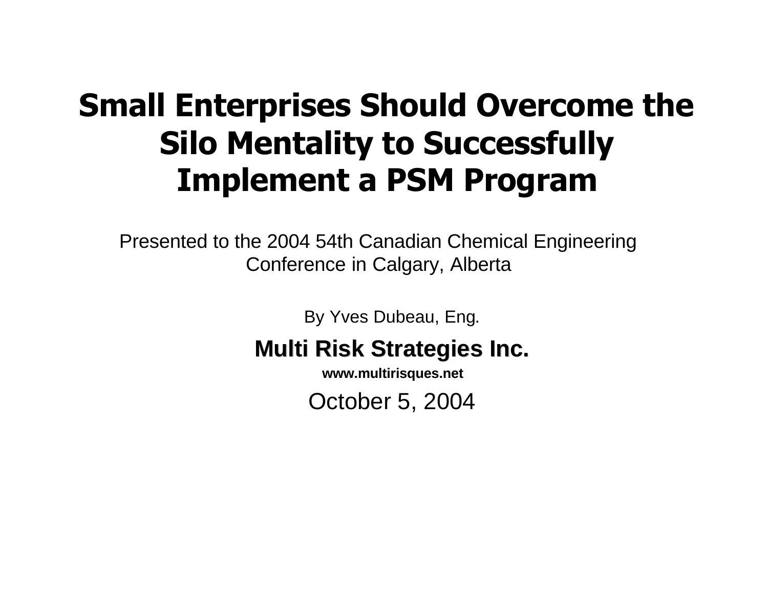# Small Enterprises Should Overcome the Silo Mentality to Successfully Implement a PSM Program

Presented to the 2004 54th Canadian Chemical Engineering Conference in Calgary, Alberta

By Yves Dubeau, Eng.

**Multi Risk Strategies Inc.**

**www.multirisques.net**

October 5, 2004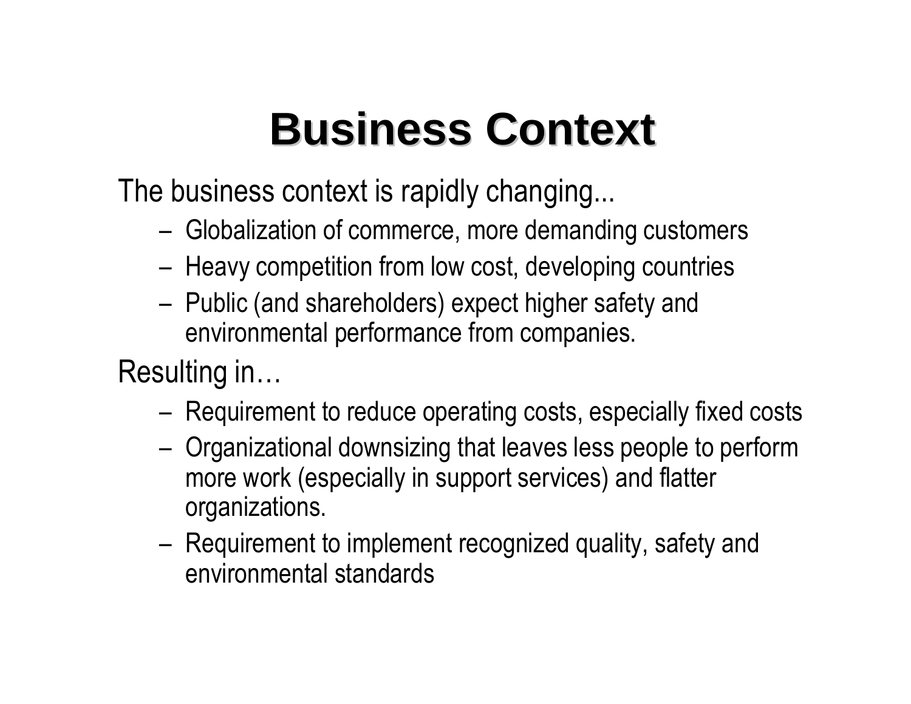# Business Context

The business context is rapidly changing...

- Globalization of commerce, more demanding customers
- Heavy competition from low cost, developing countries
- Public (and shareholders) expect higher safety and environmental performance from companies.

Resulting in…

- Requirement to reduce operating costs, especially fixed costs
- Organizational downsizing that leaves less people to perform more work (especially in support services) and flatter organizations.
- Requirement to implement recognized quality, safety and environmental standards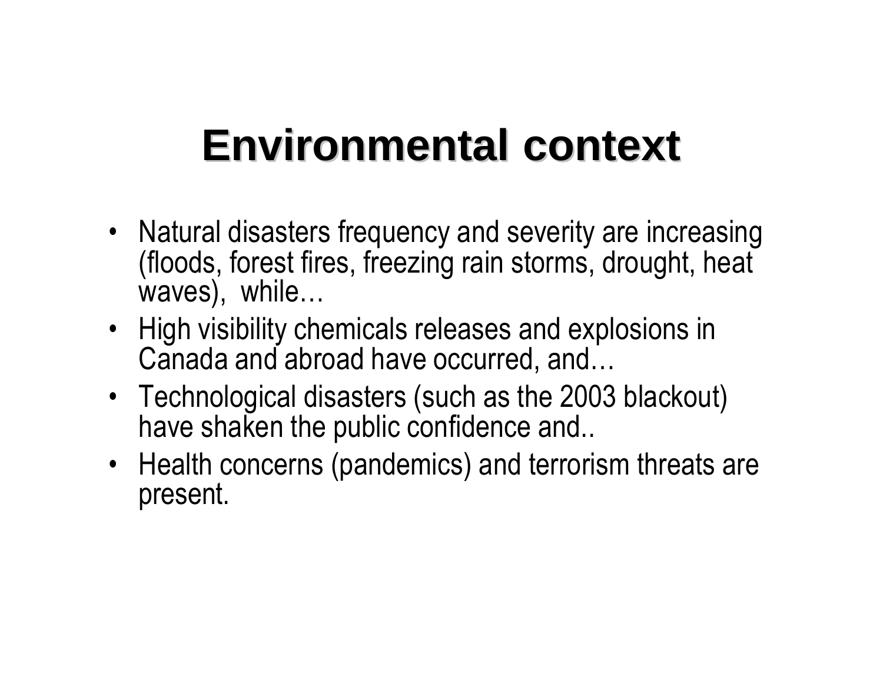# Environmental context

- Natural disasters frequency and severity are increasing (floods, forest fires, freezing rain storms, drought, heat waves), while…
- High visibility chemicals releases and explosions in Canada and abroad have occurred, and…
- Technological disasters (such as the 2003 blackout) have shaken the public confidence and..
- Health concerns (pandemics) and terrorism threats are present.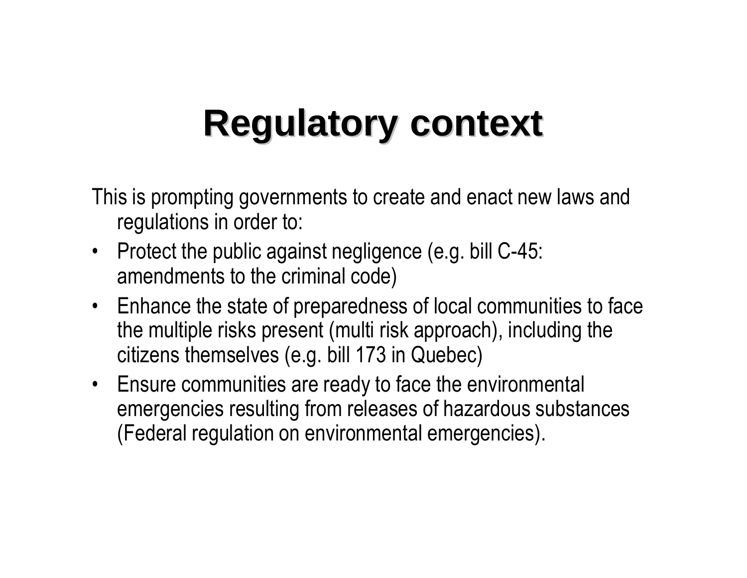# Regulatory context

This is prompting governments to create and enact new laws and regulations in order to:

- Protect the public against negligence (e.g. bill C-45: amendments to the criminal code)
- Enhance the state of preparedness of local communities to face the multiple risks present (multi risk approach), including the citizens themselves (e.g. bill 173 in Quebec)
- Ensure communities are ready to face the environmental emergencies resulting from releases of hazardous substances (Federal regulation on environmental emergencies).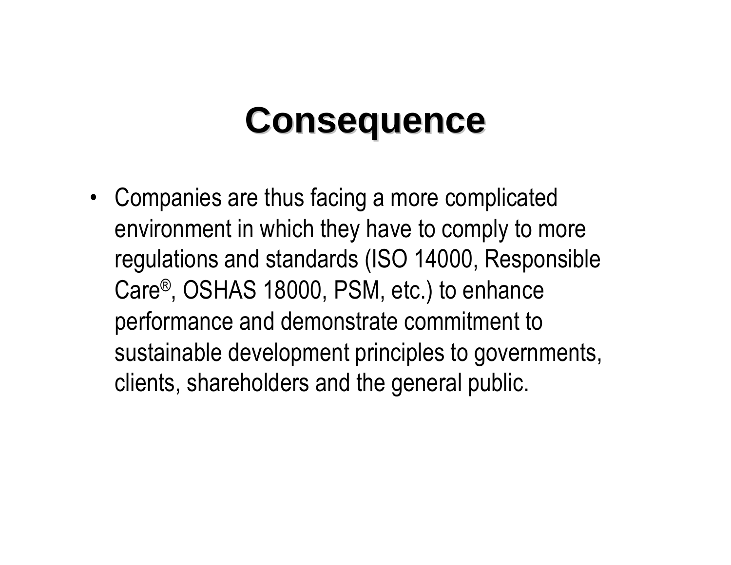# Consequence

- Companies are thus facing a more complicated environment in which they have to comply to more regulations and standards (ISO 14000, Responsible Care®, OSHAS 18000, PSM, etc.) to enhance performance and demonstrate commitment to sustainable development principles to governments, clients, shareholders and the general public.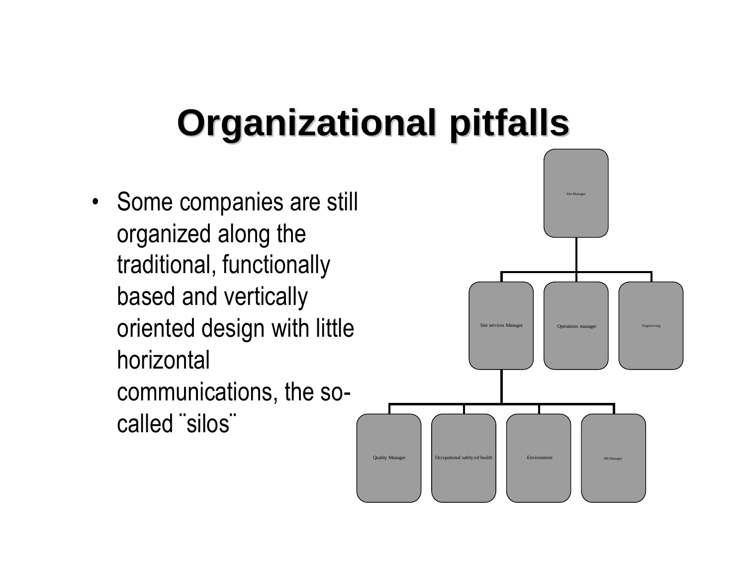# Organizational pitfalls

- Some companies are still organized along the traditional, functionally based and vertically oriented design with little horizontal communications, the so-called ¨silos¨

Site Manager

Site services Manager | Operations manager | Engineering

Quality Manager | Occupational safety nd health | Environment | HR Manager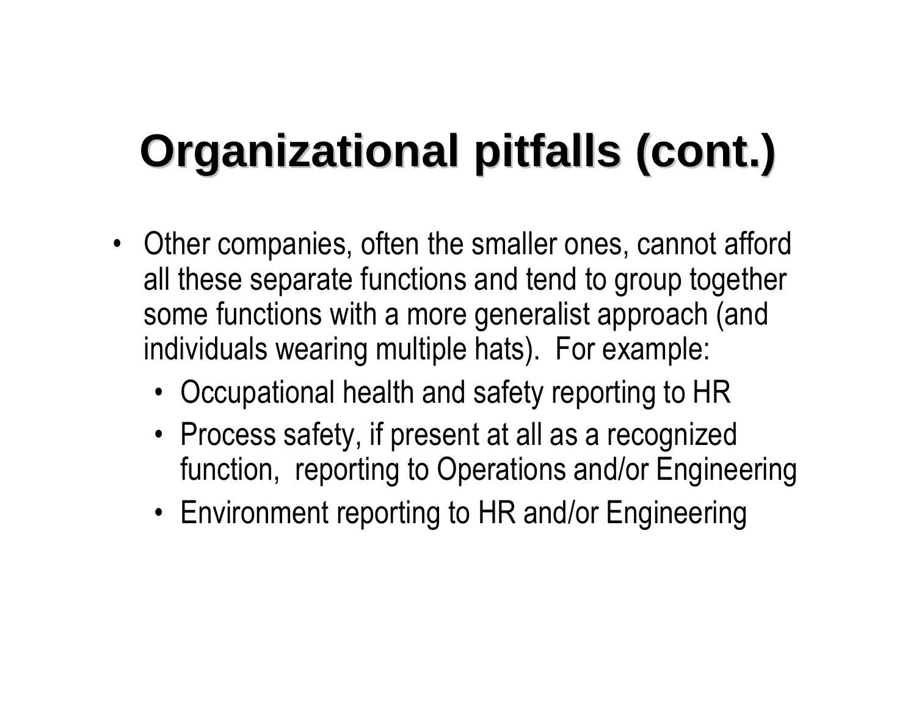# Organizational pitfalls (cont.)

- Other companies, often the smaller ones, cannot afford all these separate functions and tend to group together some functions with a more generalist approach (and individuals wearing multiple hats).  For example:
  - Occupational health and safety reporting to HR
  - Process safety, if present at all as a recognized function,  reporting to Operations and/or Engineering
  - Environment reporting to HR and/or Engineering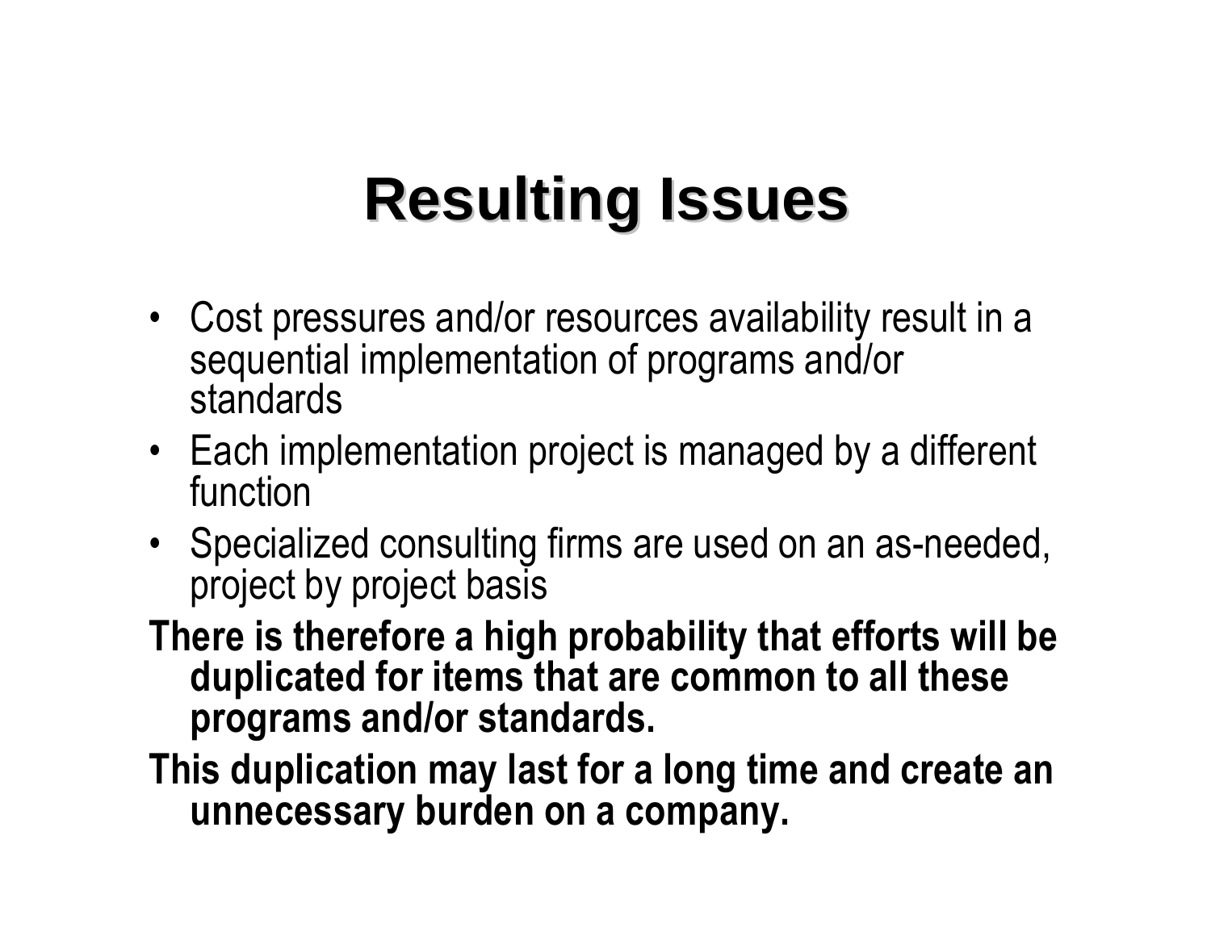# Resulting Issues

- Cost pressures and/or resources availability result in a sequential implementation of programs and/or standards
- Each implementation project is managed by a different function
- Specialized consulting firms are used on an as-needed, project by project basis

**There is therefore a high probability that efforts will be duplicated for items that are common to all these programs and/or standards.**

**This duplication may last for a long time and create an unnecessary burden on a company.**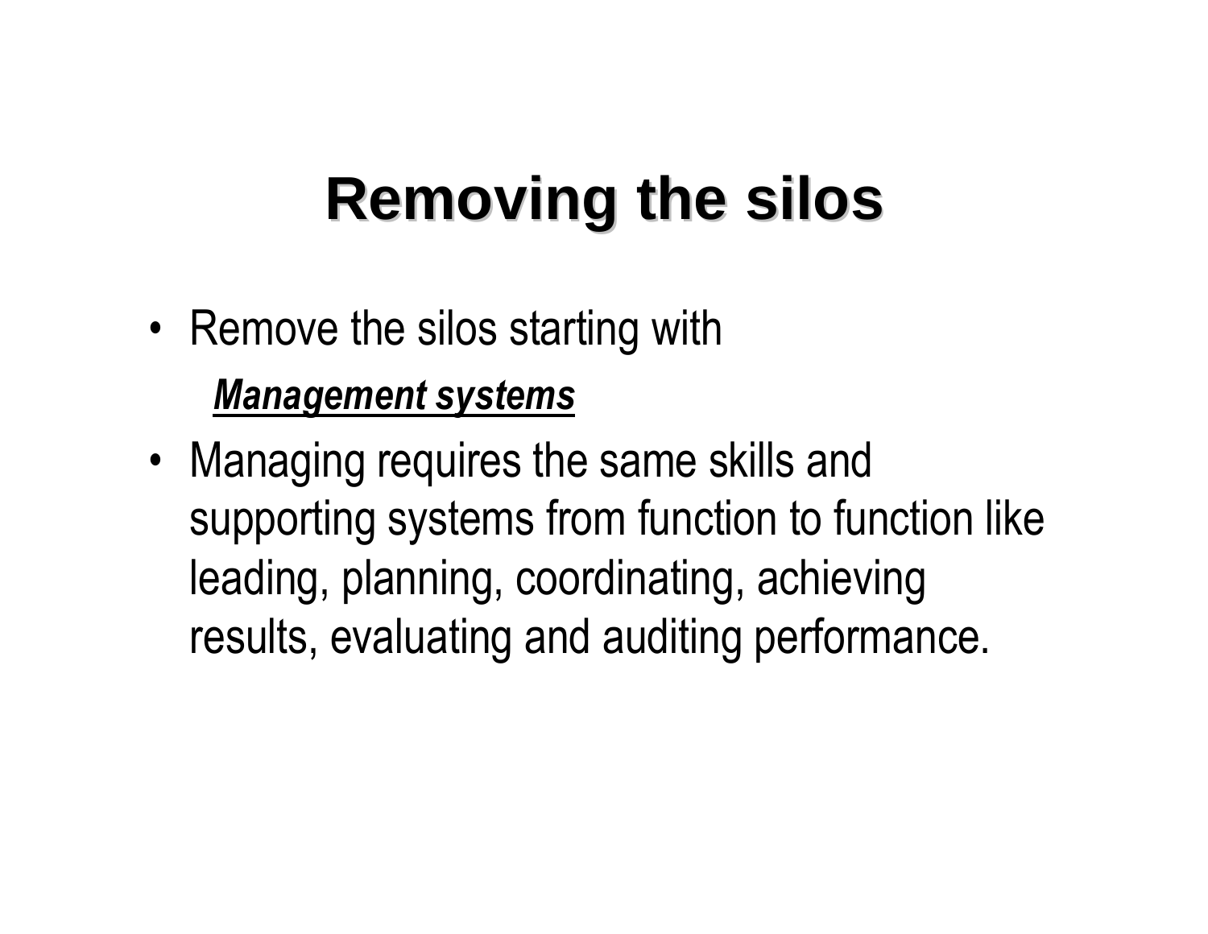# Removing the silos

- Remove the silos starting with

  ***Management systems***

- Managing requires the same skills and supporting systems from function to function like leading, planning, coordinating, achieving results, evaluating and auditing performance.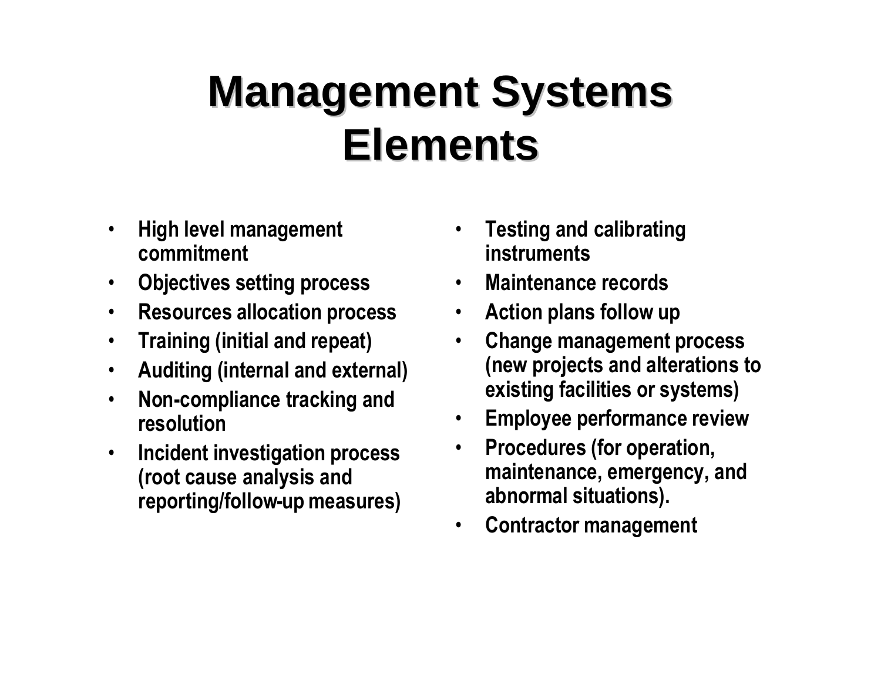# Management Systems Elements

- High level management commitment
- Objectives setting process
- Resources allocation process
- Training (initial and repeat)
- Auditing (internal and external)
- Non-compliance tracking and resolution
- Incident investigation process (root cause analysis and reporting/follow-up measures)
- Testing and calibrating instruments
- Maintenance records
- Action plans follow up
- Change management process (new projects and alterations to existing facilities or systems)
- Employee performance review
- Procedures (for operation, maintenance, emergency, and abnormal situations).
- Contractor management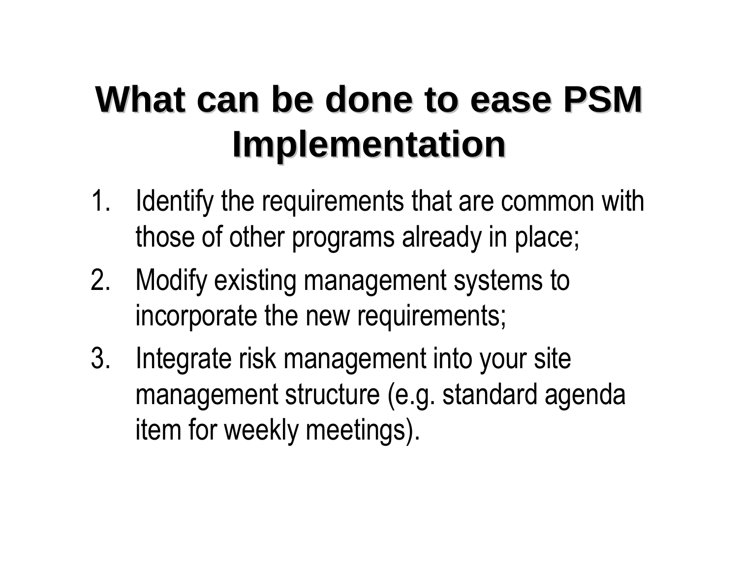# What can be done to ease PSM Implementation

1. Identify the requirements that are common with those of other programs already in place;
2. Modify existing management systems to incorporate the new requirements;
3. Integrate risk management into your site management structure (e.g. standard agenda item for weekly meetings).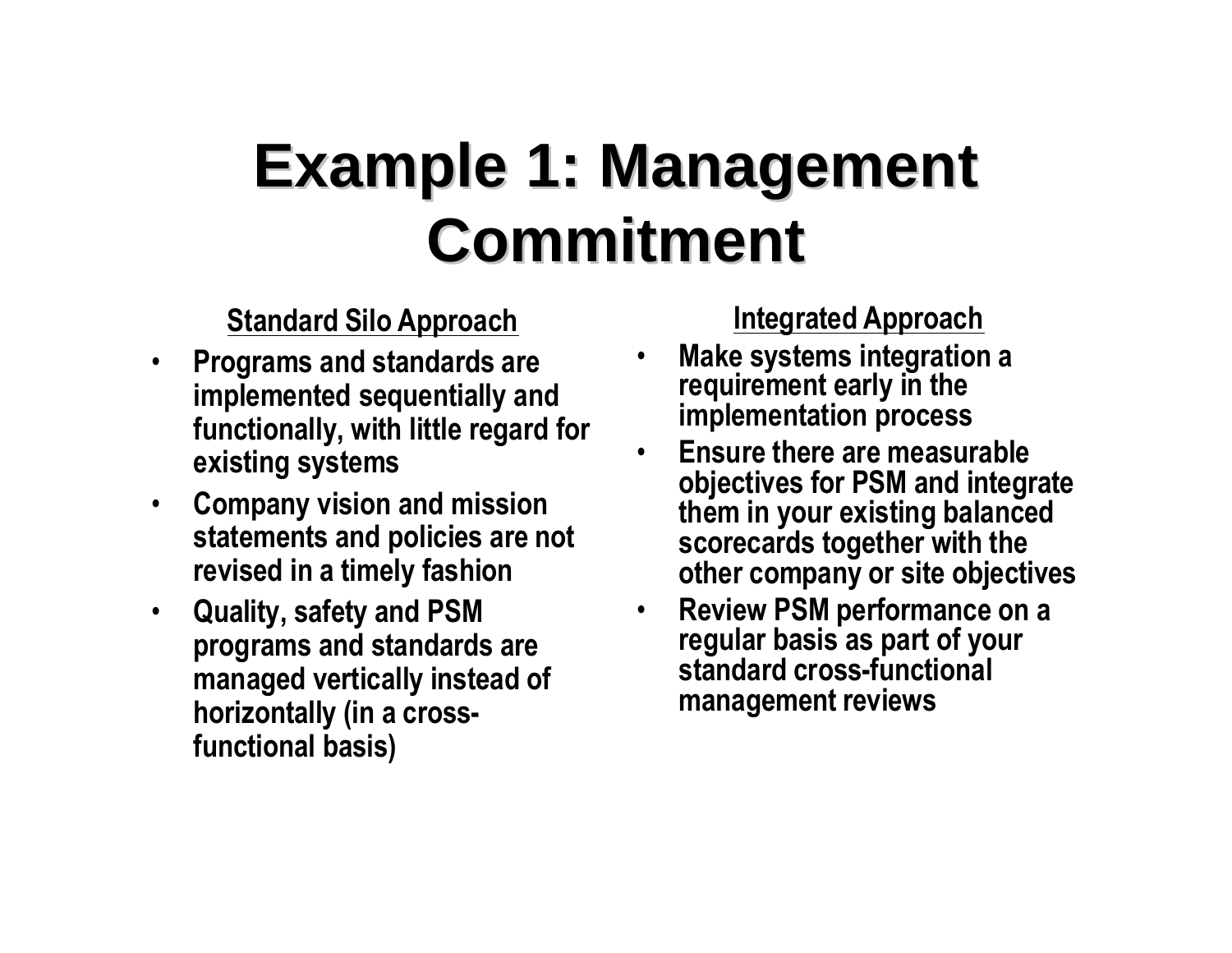# Example 1: Management Commitment

### Standard Silo Approach

- **Programs and standards are implemented sequentially and functionally, with little regard for existing systems**
- **Company vision and mission statements and policies are not revised in a timely fashion**
- **Quality, safety and PSM programs and standards are managed vertically instead of horizontally (in a cross-functional basis)**

### Integrated Approach

- **Make systems integration a requirement early in the implementation process**
- **Ensure there are measurable objectives for PSM and integrate them in your existing balanced scorecards together with the other company or site objectives**
- **Review PSM performance on a regular basis as part of your standard cross-functional management reviews**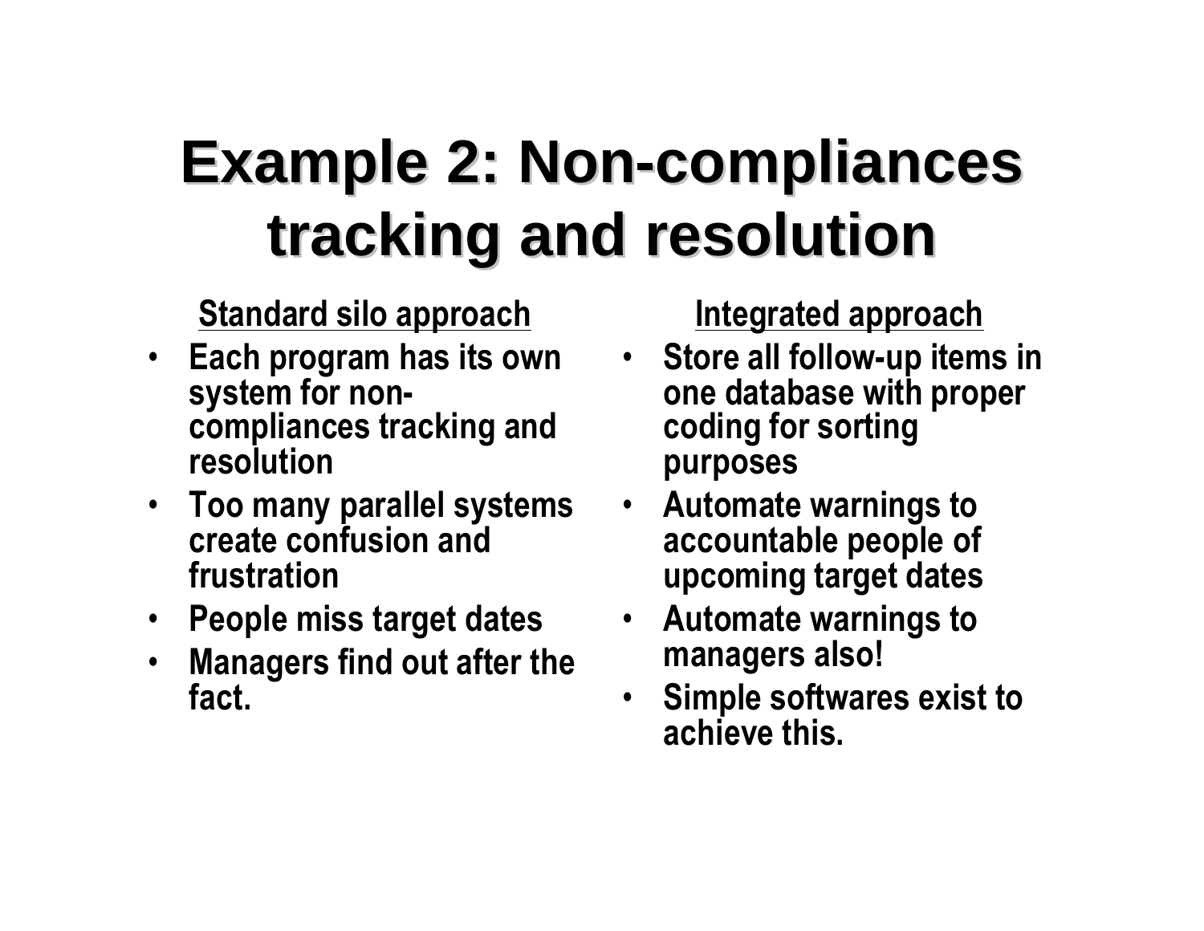# Example 2: Non-compliances tracking and resolution

**Standard silo approach**

- Each program has its own system for non-compliances tracking and resolution
- Too many parallel systems create confusion and frustration
- People miss target dates
- Managers find out after the fact.

**Integrated approach**

- Store all follow-up items in one database with proper coding for sorting purposes
- Automate warnings to accountable people of upcoming target dates
- Automate warnings to managers also!
- Simple softwares exist to achieve this.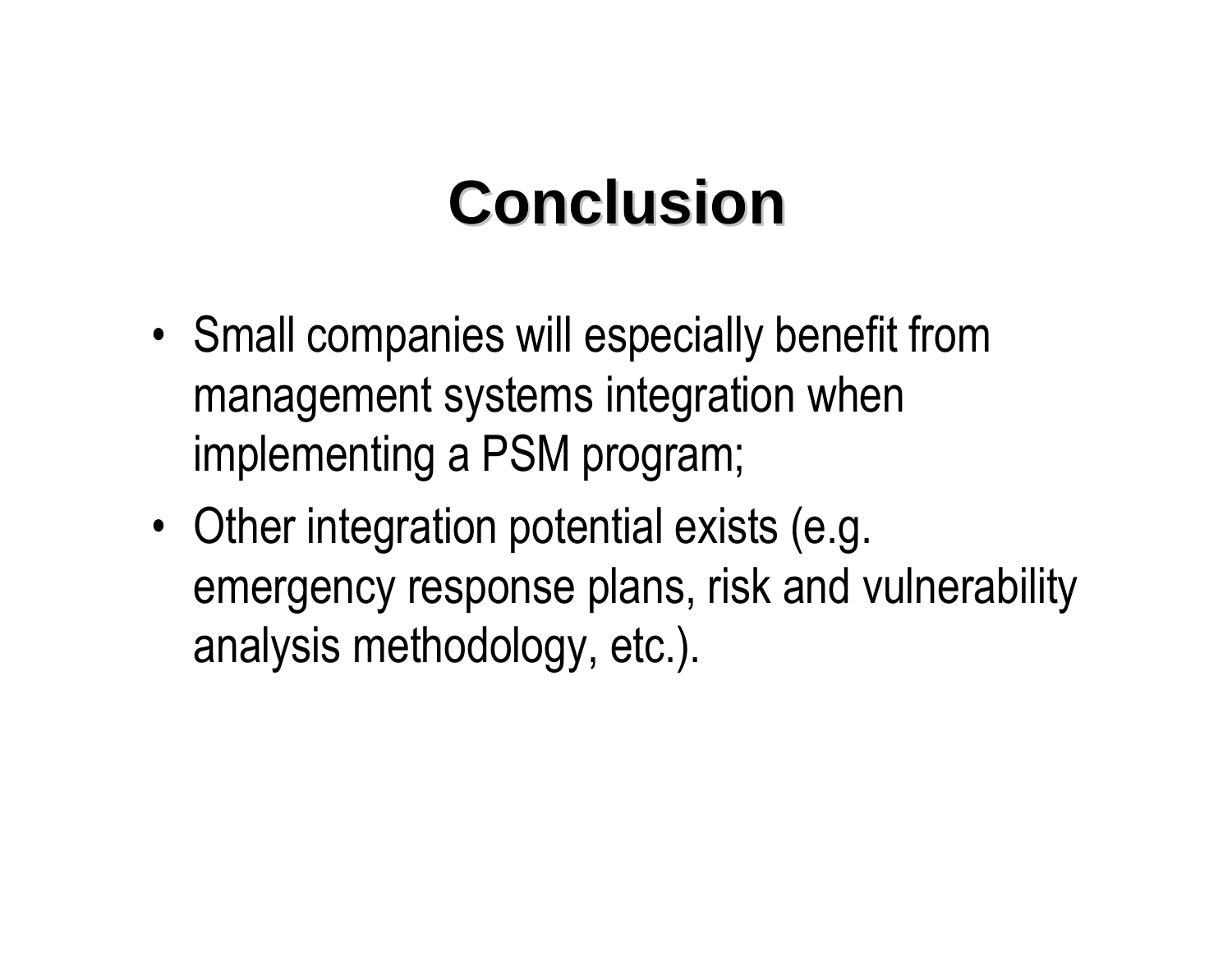# Conclusion

- Small companies will especially benefit from management systems integration when implementing a PSM program;
- Other integration potential exists (e.g. emergency response plans, risk and vulnerability analysis methodology, etc.).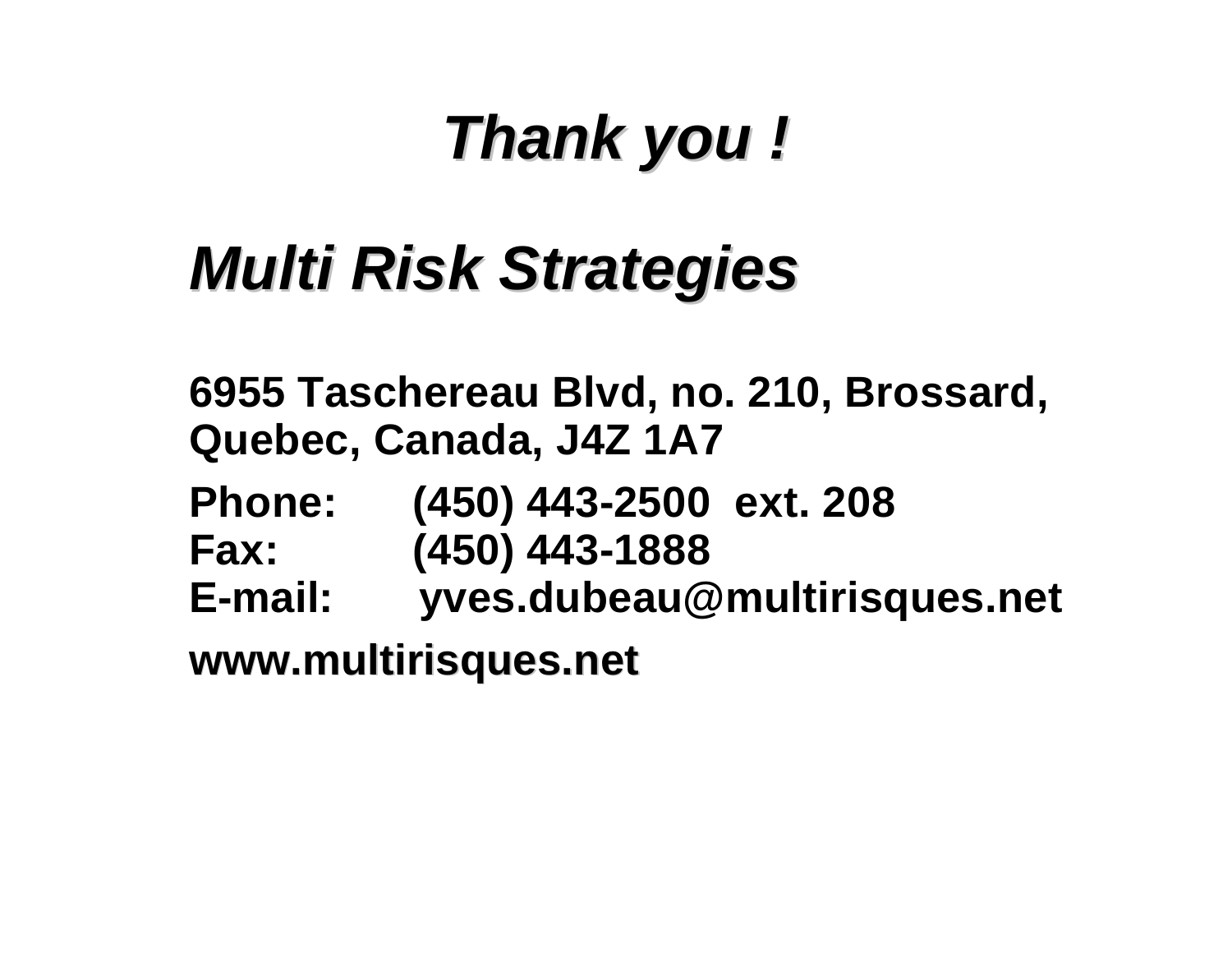# *Thank you !*

## *Multi Risk Strategies*

**6955 Taschereau Blvd, no. 210, Brossard, Quebec, Canada, J4Z 1A7**

**Phone: (450) 443-2500 ext. 208**
**Fax: (450) 443-1888**
**E-mail: yves.dubeau@multirisques.net**

**www.multirisques.net**